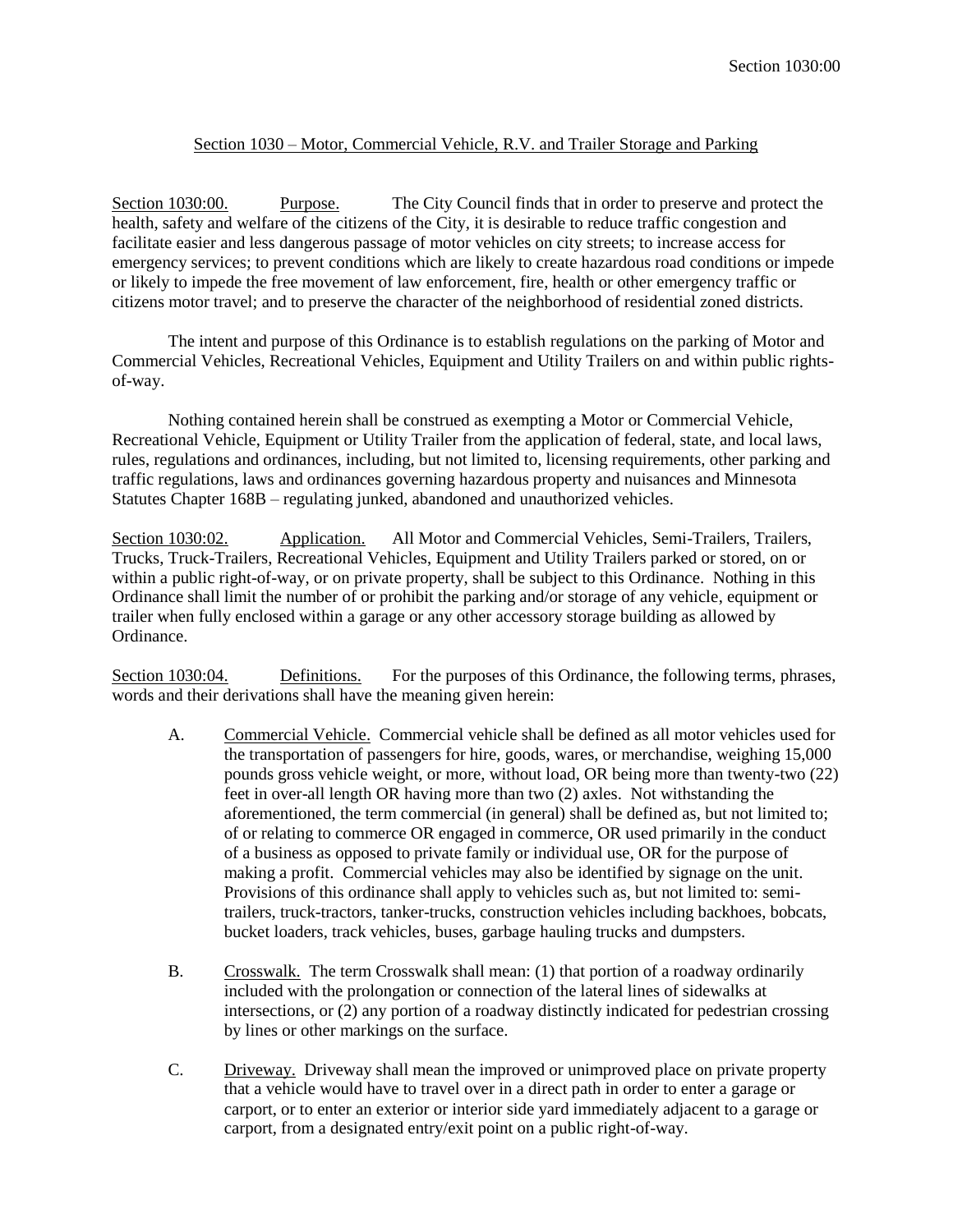## Section 1030 – Motor, Commercial Vehicle, R.V. and Trailer Storage and Parking

Section 1030:00. Purpose. The City Council finds that in order to preserve and protect the health, safety and welfare of the citizens of the City, it is desirable to reduce traffic congestion and facilitate easier and less dangerous passage of motor vehicles on city streets; to increase access for emergency services; to prevent conditions which are likely to create hazardous road conditions or impede or likely to impede the free movement of law enforcement, fire, health or other emergency traffic or citizens motor travel; and to preserve the character of the neighborhood of residential zoned districts.

The intent and purpose of this Ordinance is to establish regulations on the parking of Motor and Commercial Vehicles, Recreational Vehicles, Equipment and Utility Trailers on and within public rights-of-way.

Nothing contained herein shall be construed as exempting a Motor or Commercial Vehicle, Recreational Vehicle, Equipment or Utility Trailer from the application of federal, state, and local laws, rules, regulations and ordinances, including, but not limited to, licensing requirements, other parking and traffic regulations, laws and ordinances governing hazardous property and nuisances and Minnesota Statutes Chapter 168B – regulating junked, abandoned and unauthorized vehicles.

Section 1030:02. Application. All Motor and Commercial Vehicles, Semi-Trailers, Trailers, Trucks, Truck-Trailers, Recreational Vehicles, Equipment and Utility Trailers parked or stored, on or within a public right-of-way, or on private property, shall be subject to this Ordinance. Nothing in this Ordinance shall limit the number of or prohibit the parking and/or storage of any vehicle, equipment or trailer when fully enclosed within a garage or any other accessory storage building as allowed by Ordinance.

Section 1030:04. Definitions. For the purposes of this Ordinance, the following terms, phrases, words and their derivations shall have the meaning given herein:

A. Commercial Vehicle. Commercial vehicle shall be defined as all motor vehicles used for the transportation of passengers for hire, goods, wares, or merchandise, weighing 15,000 pounds gross vehicle weight, or more, without load, OR being more than twenty-two (22) feet in over-all length OR having more than two (2) axles. Not withstanding the aforementioned, the term commercial (in general) shall be defined as, but not limited to; of or relating to commerce OR engaged in commerce, OR used primarily in the conduct of a business as opposed to private family or individual use, OR for the purpose of making a profit. Commercial vehicles may also be identified by signage on the unit. Provisions of this ordinance shall apply to vehicles such as, but not limited to: semi-trailers, truck-tractors, tanker-trucks, construction vehicles including backhoes, bobcats, bucket loaders, track vehicles, buses, garbage hauling trucks and dumpsters.

B. Crosswalk. The term Crosswalk shall mean: (1) that portion of a roadway ordinarily included with the prolongation or connection of the lateral lines of sidewalks at intersections, or (2) any portion of a roadway distinctly indicated for pedestrian crossing by lines or other markings on the surface.

C. Driveway. Driveway shall mean the improved or unimproved place on private property that a vehicle would have to travel over in a direct path in order to enter a garage or carport, or to enter an exterior or interior side yard immediately adjacent to a garage or carport, from a designated entry/exit point on a public right-of-way.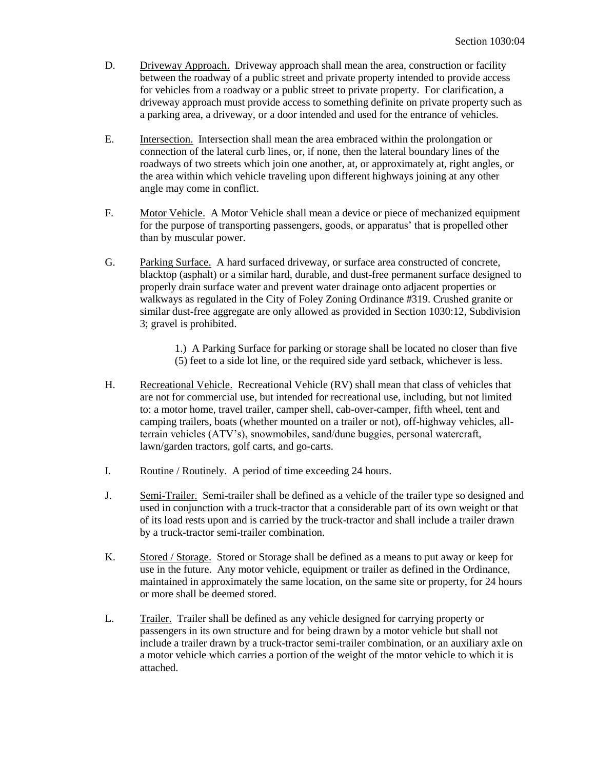D. Driveway Approach. Driveway approach shall mean the area, construction or facility between the roadway of a public street and private property intended to provide access for vehicles from a roadway or a public street to private property. For clarification, a driveway approach must provide access to something definite on private property such as a parking area, a driveway, or a door intended and used for the entrance of vehicles.

E. Intersection. Intersection shall mean the area embraced within the prolongation or connection of the lateral curb lines, or, if none, then the lateral boundary lines of the roadways of two streets which join one another, at, or approximately at, right angles, or the area within which vehicle traveling upon different highways joining at any other angle may come in conflict.

F. Motor Vehicle. A Motor Vehicle shall mean a device or piece of mechanized equipment for the purpose of transporting passengers, goods, or apparatus' that is propelled other than by muscular power.

G. Parking Surface. A hard surfaced driveway, or surface area constructed of concrete, blacktop (asphalt) or a similar hard, durable, and dust-free permanent surface designed to properly drain surface water and prevent water drainage onto adjacent properties or walkways as regulated in the City of Foley Zoning Ordinance #319. Crushed granite or similar dust-free aggregate are only allowed as provided in Section 1030:12, Subdivision 3; gravel is prohibited.

> 1.) A Parking Surface for parking or storage shall be located no closer than five (5) feet to a side lot line, or the required side yard setback, whichever is less.

H. Recreational Vehicle. Recreational Vehicle (RV) shall mean that class of vehicles that are not for commercial use, but intended for recreational use, including, but not limited to: a motor home, travel trailer, camper shell, cab-over-camper, fifth wheel, tent and camping trailers, boats (whether mounted on a trailer or not), off-highway vehicles, all-terrain vehicles (ATV's), snowmobiles, sand/dune buggies, personal watercraft, lawn/garden tractors, golf carts, and go-carts.

I. Routine / Routinely. A period of time exceeding 24 hours.

J. Semi-Trailer. Semi-trailer shall be defined as a vehicle of the trailer type so designed and used in conjunction with a truck-tractor that a considerable part of its own weight or that of its load rests upon and is carried by the truck-tractor and shall include a trailer drawn by a truck-tractor semi-trailer combination.

K. Stored / Storage. Stored or Storage shall be defined as a means to put away or keep for use in the future. Any motor vehicle, equipment or trailer as defined in the Ordinance, maintained in approximately the same location, on the same site or property, for 24 hours or more shall be deemed stored.

L. Trailer. Trailer shall be defined as any vehicle designed for carrying property or passengers in its own structure and for being drawn by a motor vehicle but shall not include a trailer drawn by a truck-tractor semi-trailer combination, or an auxiliary axle on a motor vehicle which carries a portion of the weight of the motor vehicle to which it is attached.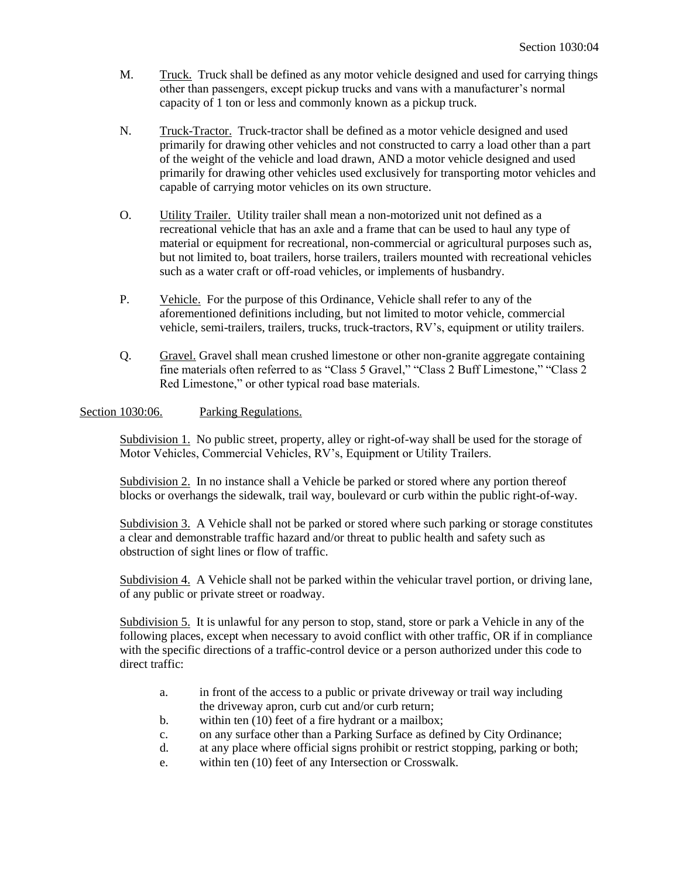M. Truck. Truck shall be defined as any motor vehicle designed and used for carrying things other than passengers, except pickup trucks and vans with a manufacturer's normal capacity of 1 ton or less and commonly known as a pickup truck.

N. Truck-Tractor. Truck-tractor shall be defined as a motor vehicle designed and used primarily for drawing other vehicles and not constructed to carry a load other than a part of the weight of the vehicle and load drawn, AND a motor vehicle designed and used primarily for drawing other vehicles used exclusively for transporting motor vehicles and capable of carrying motor vehicles on its own structure.

O. Utility Trailer. Utility trailer shall mean a non-motorized unit not defined as a recreational vehicle that has an axle and a frame that can be used to haul any type of material or equipment for recreational, non-commercial or agricultural purposes such as, but not limited to, boat trailers, horse trailers, trailers mounted with recreational vehicles such as a water craft or off-road vehicles, or implements of husbandry.

P. Vehicle. For the purpose of this Ordinance, Vehicle shall refer to any of the aforementioned definitions including, but not limited to motor vehicle, commercial vehicle, semi-trailers, trailers, trucks, truck-tractors, RV's, equipment or utility trailers.

Q. Gravel. Gravel shall mean crushed limestone or other non-granite aggregate containing fine materials often referred to as "Class 5 Gravel," "Class 2 Buff Limestone," "Class 2 Red Limestone," or other typical road base materials.

## Section 1030:06. Parking Regulations.

Subdivision 1. No public street, property, alley or right-of-way shall be used for the storage of Motor Vehicles, Commercial Vehicles, RV's, Equipment or Utility Trailers.

Subdivision 2. In no instance shall a Vehicle be parked or stored where any portion thereof blocks or overhangs the sidewalk, trail way, boulevard or curb within the public right-of-way.

Subdivision 3. A Vehicle shall not be parked or stored where such parking or storage constitutes a clear and demonstrable traffic hazard and/or threat to public health and safety such as obstruction of sight lines or flow of traffic.

Subdivision 4. A Vehicle shall not be parked within the vehicular travel portion, or driving lane, of any public or private street or roadway.

Subdivision 5. It is unlawful for any person to stop, stand, store or park a Vehicle in any of the following places, except when necessary to avoid conflict with other traffic, OR if in compliance with the specific directions of a traffic-control device or a person authorized under this code to direct traffic:

a. in front of the access to a public or private driveway or trail way including the driveway apron, curb cut and/or curb return;
b. within ten (10) feet of a fire hydrant or a mailbox;
c. on any surface other than a Parking Surface as defined by City Ordinance;
d. at any place where official signs prohibit or restrict stopping, parking or both;
e. within ten (10) feet of any Intersection or Crosswalk.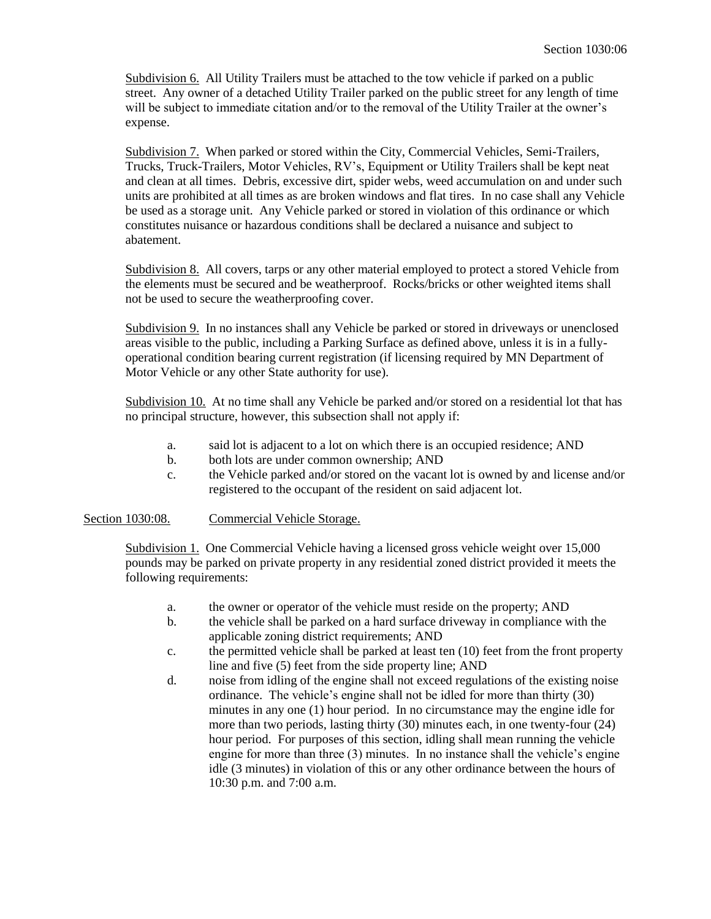Subdivision 6. All Utility Trailers must be attached to the tow vehicle if parked on a public street. Any owner of a detached Utility Trailer parked on the public street for any length of time will be subject to immediate citation and/or to the removal of the Utility Trailer at the owner's expense.

Subdivision 7. When parked or stored within the City, Commercial Vehicles, Semi-Trailers, Trucks, Truck-Trailers, Motor Vehicles, RV's, Equipment or Utility Trailers shall be kept neat and clean at all times. Debris, excessive dirt, spider webs, weed accumulation on and under such units are prohibited at all times as are broken windows and flat tires. In no case shall any Vehicle be used as a storage unit. Any Vehicle parked or stored in violation of this ordinance or which constitutes nuisance or hazardous conditions shall be declared a nuisance and subject to abatement.

Subdivision 8. All covers, tarps or any other material employed to protect a stored Vehicle from the elements must be secured and be weatherproof. Rocks/bricks or other weighted items shall not be used to secure the weatherproofing cover.

Subdivision 9. In no instances shall any Vehicle be parked or stored in driveways or unenclosed areas visible to the public, including a Parking Surface as defined above, unless it is in a fully-operational condition bearing current registration (if licensing required by MN Department of Motor Vehicle or any other State authority for use).

Subdivision 10. At no time shall any Vehicle be parked and/or stored on a residential lot that has no principal structure, however, this subsection shall not apply if:

a. said lot is adjacent to a lot on which there is an occupied residence; AND
b. both lots are under common ownership; AND
c. the Vehicle parked and/or stored on the vacant lot is owned by and license and/or registered to the occupant of the resident on said adjacent lot.

## Section 1030:08. Commercial Vehicle Storage.

Subdivision 1. One Commercial Vehicle having a licensed gross vehicle weight over 15,000 pounds may be parked on private property in any residential zoned district provided it meets the following requirements:

a. the owner or operator of the vehicle must reside on the property; AND
b. the vehicle shall be parked on a hard surface driveway in compliance with the applicable zoning district requirements; AND
c. the permitted vehicle shall be parked at least ten (10) feet from the front property line and five (5) feet from the side property line; AND
d. noise from idling of the engine shall not exceed regulations of the existing noise ordinance. The vehicle's engine shall not be idled for more than thirty (30) minutes in any one (1) hour period. In no circumstance may the engine idle for more than two periods, lasting thirty (30) minutes each, in one twenty-four (24) hour period. For purposes of this section, idling shall mean running the vehicle engine for more than three (3) minutes. In no instance shall the vehicle's engine idle (3 minutes) in violation of this or any other ordinance between the hours of 10:30 p.m. and 7:00 a.m.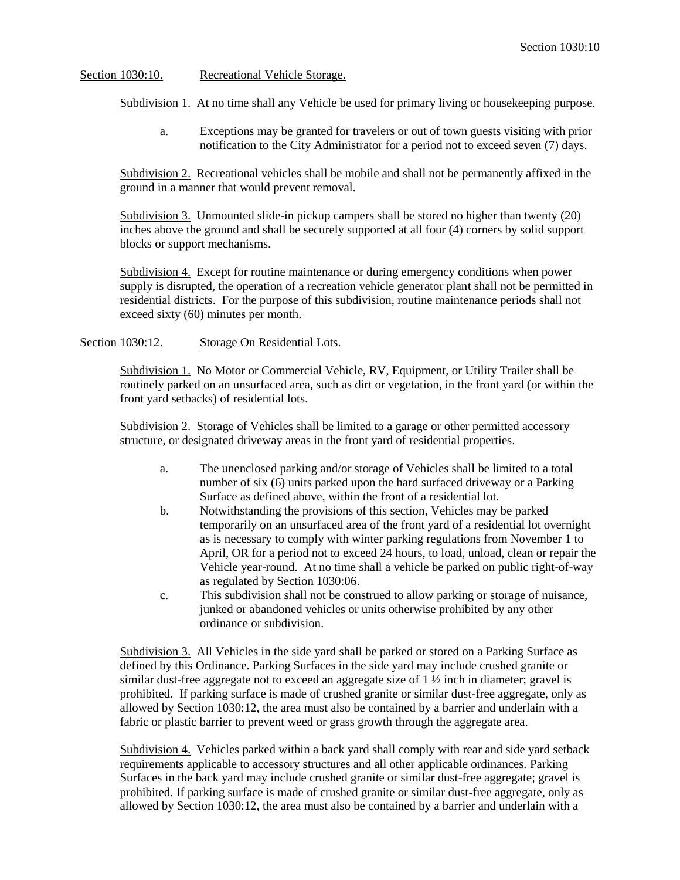Section 1030:10. Recreational Vehicle Storage.

Subdivision 1. At no time shall any Vehicle be used for primary living or housekeeping purpose.

a. Exceptions may be granted for travelers or out of town guests visiting with prior notification to the City Administrator for a period not to exceed seven (7) days.

Subdivision 2. Recreational vehicles shall be mobile and shall not be permanently affixed in the ground in a manner that would prevent removal.

Subdivision 3. Unmounted slide-in pickup campers shall be stored no higher than twenty (20) inches above the ground and shall be securely supported at all four (4) corners by solid support blocks or support mechanisms.

Subdivision 4. Except for routine maintenance or during emergency conditions when power supply is disrupted, the operation of a recreation vehicle generator plant shall not be permitted in residential districts. For the purpose of this subdivision, routine maintenance periods shall not exceed sixty (60) minutes per month.

Section 1030:12. Storage On Residential Lots.

Subdivision 1. No Motor or Commercial Vehicle, RV, Equipment, or Utility Trailer shall be routinely parked on an unsurfaced area, such as dirt or vegetation, in the front yard (or within the front yard setbacks) of residential lots.

Subdivision 2. Storage of Vehicles shall be limited to a garage or other permitted accessory structure, or designated driveway areas in the front yard of residential properties.

a. The unenclosed parking and/or storage of Vehicles shall be limited to a total number of six (6) units parked upon the hard surfaced driveway or a Parking Surface as defined above, within the front of a residential lot.

b. Notwithstanding the provisions of this section, Vehicles may be parked temporarily on an unsurfaced area of the front yard of a residential lot overnight as is necessary to comply with winter parking regulations from November 1 to April, OR for a period not to exceed 24 hours, to load, unload, clean or repair the Vehicle year-round. At no time shall a vehicle be parked on public right-of-way as regulated by Section 1030:06.

c. This subdivision shall not be construed to allow parking or storage of nuisance, junked or abandoned vehicles or units otherwise prohibited by any other ordinance or subdivision.

Subdivision 3. All Vehicles in the side yard shall be parked or stored on a Parking Surface as defined by this Ordinance. Parking Surfaces in the side yard may include crushed granite or similar dust-free aggregate not to exceed an aggregate size of 1 ½ inch in diameter; gravel is prohibited. If parking surface is made of crushed granite or similar dust-free aggregate, only as allowed by Section 1030:12, the area must also be contained by a barrier and underlain with a fabric or plastic barrier to prevent weed or grass growth through the aggregate area.

Subdivision 4. Vehicles parked within a back yard shall comply with rear and side yard setback requirements applicable to accessory structures and all other applicable ordinances. Parking Surfaces in the back yard may include crushed granite or similar dust-free aggregate; gravel is prohibited. If parking surface is made of crushed granite or similar dust-free aggregate, only as allowed by Section 1030:12, the area must also be contained by a barrier and underlain with a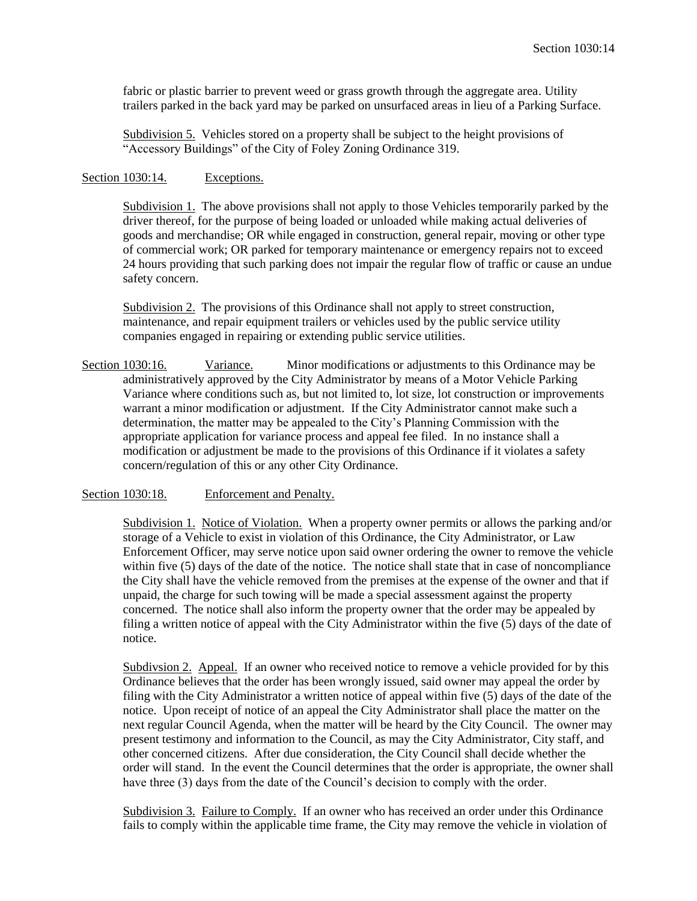fabric or plastic barrier to prevent weed or grass growth through the aggregate area. Utility trailers parked in the back yard may be parked on unsurfaced areas in lieu of a Parking Surface.

Subdivision 5. Vehicles stored on a property shall be subject to the height provisions of "Accessory Buildings" of the City of Foley Zoning Ordinance 319.

Section 1030:14. Exceptions.

Subdivision 1. The above provisions shall not apply to those Vehicles temporarily parked by the driver thereof, for the purpose of being loaded or unloaded while making actual deliveries of goods and merchandise; OR while engaged in construction, general repair, moving or other type of commercial work; OR parked for temporary maintenance or emergency repairs not to exceed 24 hours providing that such parking does not impair the regular flow of traffic or cause an undue safety concern.

Subdivision 2. The provisions of this Ordinance shall not apply to street construction, maintenance, and repair equipment trailers or vehicles used by the public service utility companies engaged in repairing or extending public service utilities.

Section 1030:16. Variance. Minor modifications or adjustments to this Ordinance may be administratively approved by the City Administrator by means of a Motor Vehicle Parking Variance where conditions such as, but not limited to, lot size, lot construction or improvements warrant a minor modification or adjustment. If the City Administrator cannot make such a determination, the matter may be appealed to the City's Planning Commission with the appropriate application for variance process and appeal fee filed. In no instance shall a modification or adjustment be made to the provisions of this Ordinance if it violates a safety concern/regulation of this or any other City Ordinance.

Section 1030:18. Enforcement and Penalty.

Subdivision 1. Notice of Violation. When a property owner permits or allows the parking and/or storage of a Vehicle to exist in violation of this Ordinance, the City Administrator, or Law Enforcement Officer, may serve notice upon said owner ordering the owner to remove the vehicle within five (5) days of the date of the notice. The notice shall state that in case of noncompliance the City shall have the vehicle removed from the premises at the expense of the owner and that if unpaid, the charge for such towing will be made a special assessment against the property concerned. The notice shall also inform the property owner that the order may be appealed by filing a written notice of appeal with the City Administrator within the five (5) days of the date of notice.

Subdivsion 2. Appeal. If an owner who received notice to remove a vehicle provided for by this Ordinance believes that the order has been wrongly issued, said owner may appeal the order by filing with the City Administrator a written notice of appeal within five (5) days of the date of the notice. Upon receipt of notice of an appeal the City Administrator shall place the matter on the next regular Council Agenda, when the matter will be heard by the City Council. The owner may present testimony and information to the Council, as may the City Administrator, City staff, and other concerned citizens. After due consideration, the City Council shall decide whether the order will stand. In the event the Council determines that the order is appropriate, the owner shall have three (3) days from the date of the Council's decision to comply with the order.

Subdivision 3. Failure to Comply. If an owner who has received an order under this Ordinance fails to comply within the applicable time frame, the City may remove the vehicle in violation of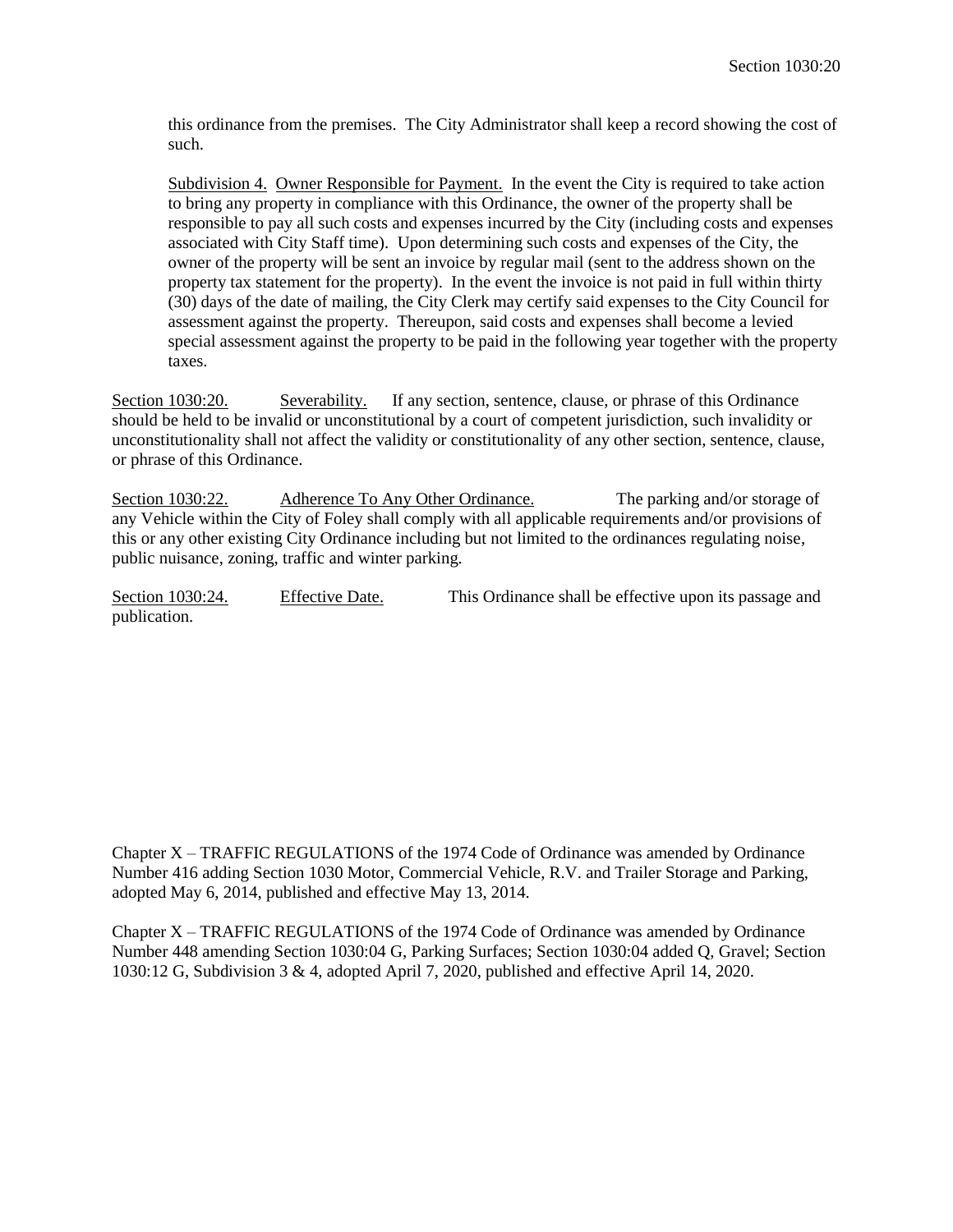this ordinance from the premises. The City Administrator shall keep a record showing the cost of such.

Subdivision 4. Owner Responsible for Payment. In the event the City is required to take action to bring any property in compliance with this Ordinance, the owner of the property shall be responsible to pay all such costs and expenses incurred by the City (including costs and expenses associated with City Staff time). Upon determining such costs and expenses of the City, the owner of the property will be sent an invoice by regular mail (sent to the address shown on the property tax statement for the property). In the event the invoice is not paid in full within thirty (30) days of the date of mailing, the City Clerk may certify said expenses to the City Council for assessment against the property. Thereupon, said costs and expenses shall become a levied special assessment against the property to be paid in the following year together with the property taxes.

Section 1030:20. Severability. If any section, sentence, clause, or phrase of this Ordinance should be held to be invalid or unconstitutional by a court of competent jurisdiction, such invalidity or unconstitutionality shall not affect the validity or constitutionality of any other section, sentence, clause, or phrase of this Ordinance.

Section 1030:22. Adherence To Any Other Ordinance. The parking and/or storage of any Vehicle within the City of Foley shall comply with all applicable requirements and/or provisions of this or any other existing City Ordinance including but not limited to the ordinances regulating noise, public nuisance, zoning, traffic and winter parking.

Section 1030:24. Effective Date. This Ordinance shall be effective upon its passage and publication.

Chapter X – TRAFFIC REGULATIONS of the 1974 Code of Ordinance was amended by Ordinance Number 416 adding Section 1030 Motor, Commercial Vehicle, R.V. and Trailer Storage and Parking, adopted May 6, 2014, published and effective May 13, 2014.

Chapter X – TRAFFIC REGULATIONS of the 1974 Code of Ordinance was amended by Ordinance Number 448 amending Section 1030:04 G, Parking Surfaces; Section 1030:04 added Q, Gravel; Section 1030:12 G, Subdivision 3 & 4, adopted April 7, 2020, published and effective April 14, 2020.